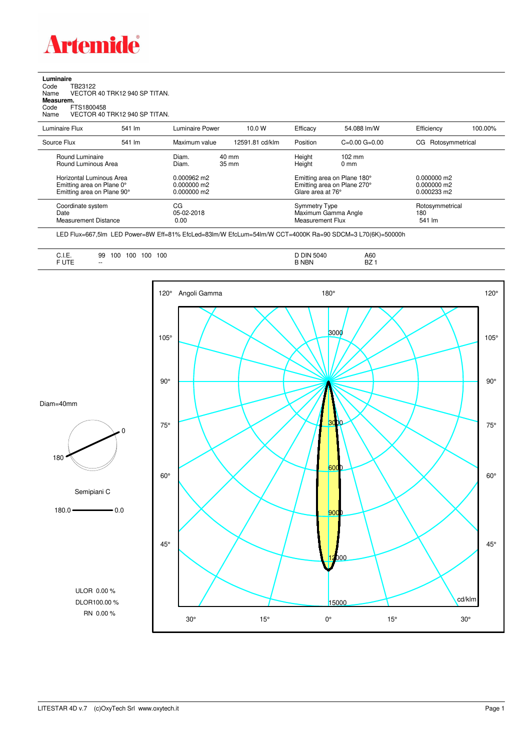**Artemide**

**Luminaire**
Code TB23122
Name VECTOR 40 TRK12 940 SP TITAN.
**Measurem.**
Code FTS1800458
Name VECTOR 40 TRK12 940 SP TITAN.

| Luminaire Flux | 541 lm | Luminaire Power | 10.0 W | Efficacy | 54.088 lm/W | Efficiency | 100.00% |
|---|---|---|---|---|---|---|---|
| Source Flux | 541 lm | Maximum value | 12591.81 cd/klm | Position | C=0.00 G=0.00 | CG | Rotosymmetrical |

| | | | |
|---|---|---|---|
| Round Luminaire | Diam. 40 mm | Height 102 mm | |
| Round Luminous Area | Diam. 35 mm | Height 0 mm | |
| Horizontal Luminous Area | 0.000962 m2 | Emitting area on Plane 180° | 0.000000 m2 |
| Emitting area on Plane 0° | 0.000000 m2 | Emitting area on Plane 270° | 0.000000 m2 |
| Emitting area on Plane 90° | 0.000000 m2 | Glare area at 76° | 0.000233 m2 |
| Coordinate system | CG | Symmetry Type | Rotosymmetrical |
| Date | 05-02-2018 | Maximum Gamma Angle | 180 |
| Measurement Distance | 0.00 | Measurement Flux | 541 lm |

LED Flux=667,5lm LED Power=8W Eff=81% EfcLed=83lm/W EfcLum=54lm/W CCT=4000K Ra=90 SDCM=3 L70(6K)=50000h

| | | | |
|---|---|---|---|
| C.I.E. | 99 100 100 100 100 | D DIN 5040 | A60 |
| F UTE | -- | B NBN | BZ 1 |

Diam=40mm

Semipiani C

180.0 — 0.0

ULOR 0.00 %
DLOR 100.00 %
RN 0.00 %

Angoli Gamma

cd/klm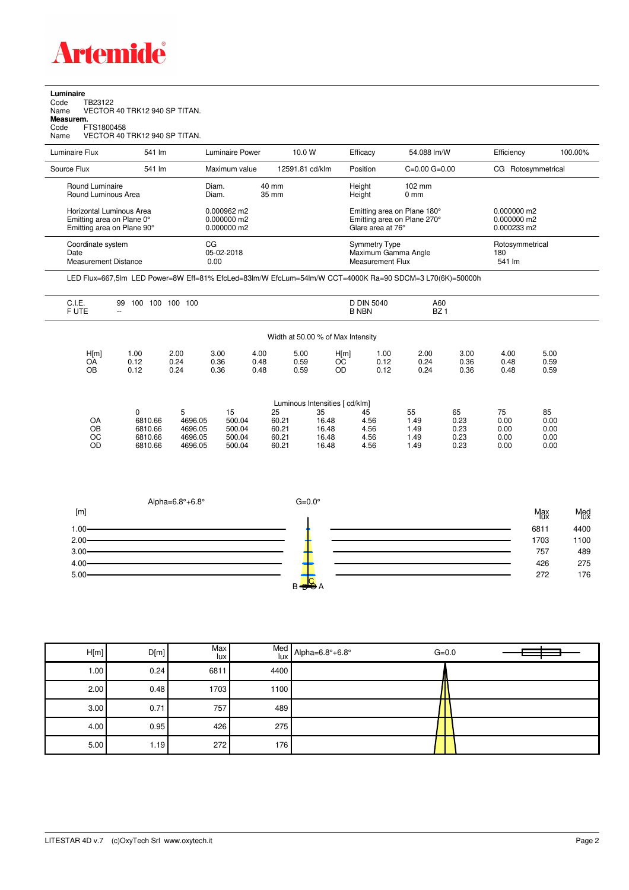Artemide

**Luminaire**
Code TB23122
Name VECTOR 40 TRK12 940 SP TITAN.
**Measurem.**
Code FTS1800458
Name VECTOR 40 TRK12 940 SP TITAN.

| | | | | | | | |
|---|---|---|---|---|---|---|---|
| Luminaire Flux | 541 lm | Luminaire Power | 10.0 W | Efficacy | 54.088 lm/W | Efficiency | 100.00% |
| Source Flux | 541 lm | Maximum value | 12591.81 cd/klm | Position | C=0.00 G=0.00 | CG | Rotosymmetrical |

| | | | | | |
|---|---|---|---|---|---|
| Round Luminaire | Diam. | 40 mm | Height | 102 mm | |
| Round Luminous Area | Diam. | 35 mm | Height | 0 mm | |
| Horizontal Luminous Area | 0.000962 m2 | | Emitting area on Plane 180° | | 0.000000 m2 |
| Emitting area on Plane 0° | 0.000000 m2 | | Emitting area on Plane 270° | | 0.000000 m2 |
| Emitting area on Plane 90° | 0.000000 m2 | | Glare area at 76° | | 0.000233 m2 |
| Coordinate system | CG | | Symmetry Type | | Rotosymmetrical |
| Date | 05-02-2018 | | Maximum Gamma Angle | | 180 |
| Measurement Distance | 0.00 | | Measurement Flux | | 541 lm |

LED Flux=667,5lm LED Power=8W Eff=81% EfcLed=83lm/W EfcLum=54lm/W CCT=4000K Ra=90 SDCM=3 L70(6K)=50000h

| | | | |
|---|---|---|---|
| C.I.E. | 99 100 100 100 100 | D DIN 5040 | A60 |
| F UTE | -- | B NBN | BZ 1 |

Width at 50.00 % of Max Intensity

| H[m] | 1.00 | 2.00 | 3.00 | 4.00 | 5.00 | H[m] | 1.00 | 2.00 | 3.00 | 4.00 | 5.00 |
|---|---|---|---|---|---|---|---|---|---|---|---|
| OA | 0.12 | 0.24 | 0.36 | 0.48 | 0.59 | OC | 0.12 | 0.24 | 0.36 | 0.48 | 0.59 |
| OB | 0.12 | 0.24 | 0.36 | 0.48 | 0.59 | OD | 0.12 | 0.24 | 0.36 | 0.48 | 0.59 |

Luminous Intensities [ cd/klm]

| | 0 | 5 | 15 | 25 | 35 | 45 | 55 | 65 | 75 | 85 |
|---|---|---|---|---|---|---|---|---|---|---|
| OA | 6810.66 | 4696.05 | 500.04 | 60.21 | 16.48 | 4.56 | 1.49 | 0.23 | 0.00 | 0.00 |
| OB | 6810.66 | 4696.05 | 500.04 | 60.21 | 16.48 | 4.56 | 1.49 | 0.23 | 0.00 | 0.00 |
| OC | 6810.66 | 4696.05 | 500.04 | 60.21 | 16.48 | 4.56 | 1.49 | 0.23 | 0.00 | 0.00 |
| OD | 6810.66 | 4696.05 | 500.04 | 60.21 | 16.48 | 4.56 | 1.49 | 0.23 | 0.00 | 0.00 |

Alpha=6.8°+6.8°
G=0.0°
[m]
Max lux
Med lux
1.00 6811 4400
2.00 1703 1100
3.00 757 489
4.00 426 275
5.00 272 176
B D C A

| H[m] | D[m] | Max lux | Med lux | Alpha=6.8°+6.8° G=0.0 |
|---|---|---|---|---|
| 1.00 | 0.24 | 6811 | 4400 | |
| 2.00 | 0.48 | 1703 | 1100 | |
| 3.00 | 0.71 | 757 | 489 | |
| 4.00 | 0.95 | 426 | 275 | |
| 5.00 | 1.19 | 272 | 176 | |

LITESTAR 4D v.7 (c)OxyTech Srl www.oxytech.it